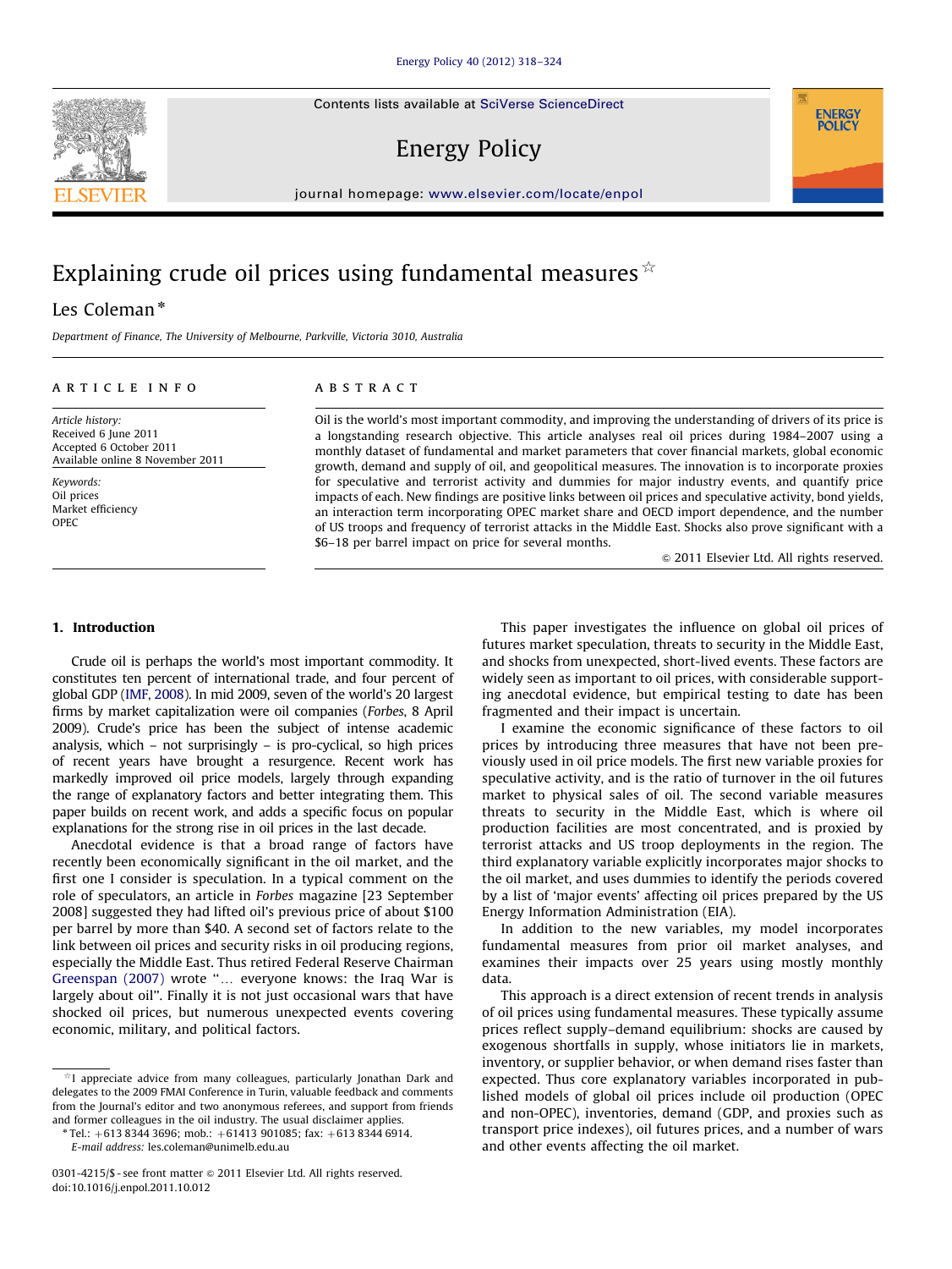# Explaining crude oil prices using fundamental measures ☆

Les Coleman *

*Department of Finance, The University of Melbourne, Parkville, Victoria 3010, Australia*

ARTICLE INFO

*Article history:*
Received 6 June 2011
Accepted 6 October 2011
Available online 8 November 2011

*Keywords:*
Oil prices
Market efficiency
OPEC

ABSTRACT

Oil is the world's most important commodity, and improving the understanding of drivers of its price is a longstanding research objective. This article analyses real oil prices during 1984–2007 using a monthly dataset of fundamental and market parameters that cover financial markets, global economic growth, demand and supply of oil, and geopolitical measures. The innovation is to incorporate proxies for speculative and terrorist activity and dummies for major industry events, and quantify price impacts of each. New findings are positive links between oil prices and speculative activity, bond yields, an interaction term incorporating OPEC market share and OECD import dependence, and the number of US troops and frequency of terrorist attacks in the Middle East. Shocks also prove significant with a $6–18 per barrel impact on price for several months.

© 2011 Elsevier Ltd. All rights reserved.

## 1. Introduction

Crude oil is perhaps the world's most important commodity. It constitutes ten percent of international trade, and four percent of global GDP (IMF, 2008). In mid 2009, seven of the world's 20 largest firms by market capitalization were oil companies (*Forbes*, 8 April 2009). Crude's price has been the subject of intense academic analysis, which – not surprisingly – is pro-cyclical, so high prices of recent years have brought a resurgence. Recent work has markedly improved oil price models, largely through expanding the range of explanatory factors and better integrating them. This paper builds on recent work, and adds a specific focus on popular explanations for the strong rise in oil prices in the last decade.

Anecdotal evidence is that a broad range of factors have recently been economically significant in the oil market, and the first one I consider is speculation. In a typical comment on the role of speculators, an article in *Forbes* magazine [23 September 2008] suggested they had lifted oil's previous price of about $100 per barrel by more than $40. A second set of factors relate to the link between oil prices and security risks in oil producing regions, especially the Middle East. Thus retired Federal Reserve Chairman Greenspan (2007) wrote "… everyone knows: the Iraq War is largely about oil". Finally it is not just occasional wars that have shocked oil prices, but numerous unexpected events covering economic, military, and political factors.

This paper investigates the influence on global oil prices of futures market speculation, threats to security in the Middle East, and shocks from unexpected, short-lived events. These factors are widely seen as important to oil prices, with considerable supporting anecdotal evidence, but empirical testing to date has been fragmented and their impact is uncertain.

I examine the economic significance of these factors to oil prices by introducing three measures that have not been previously used in oil price models. The first new variable proxies for speculative activity, and is the ratio of turnover in the oil futures market to physical sales of oil. The second variable measures threats to security in the Middle East, which is where oil production facilities are most concentrated, and is proxied by terrorist attacks and US troop deployments in the region. The third explanatory variable explicitly incorporates major shocks to the oil market, and uses dummies to identify the periods covered by a list of 'major events' affecting oil prices prepared by the US Energy Information Administration (EIA).

In addition to the new variables, my model incorporates fundamental measures from prior oil market analyses, and examines their impacts over 25 years using mostly monthly data.

This approach is a direct extension of recent trends in analysis of oil prices using fundamental measures. These typically assume prices reflect supply–demand equilibrium: shocks are caused by exogenous shortfalls in supply, whose initiators lie in markets, inventory, or supplier behavior, or when demand rises faster than expected. Thus core explanatory variables incorporated in published models of global oil prices include oil production (OPEC and non-OPEC), inventories, demand (GDP, and proxies such as transport price indexes), oil futures prices, and a number of wars and other events affecting the oil market.

---

☆ I appreciate advice from many colleagues, particularly Jonathan Dark and delegates to the 2009 FMAI Conference in Turin, valuable feedback and comments from the Journal's editor and two anonymous referees, and support from friends and former colleagues in the oil industry. The usual disclaimer applies.

\* Tel.: +613 8344 3696; mob.: +61413 901085; fax: +613 8344 6914.
*E-mail address:* les.coleman@unimelb.edu.au

0301-4215/$ - see front matter © 2011 Elsevier Ltd. All rights reserved.
doi:10.1016/j.enpol.2011.10.012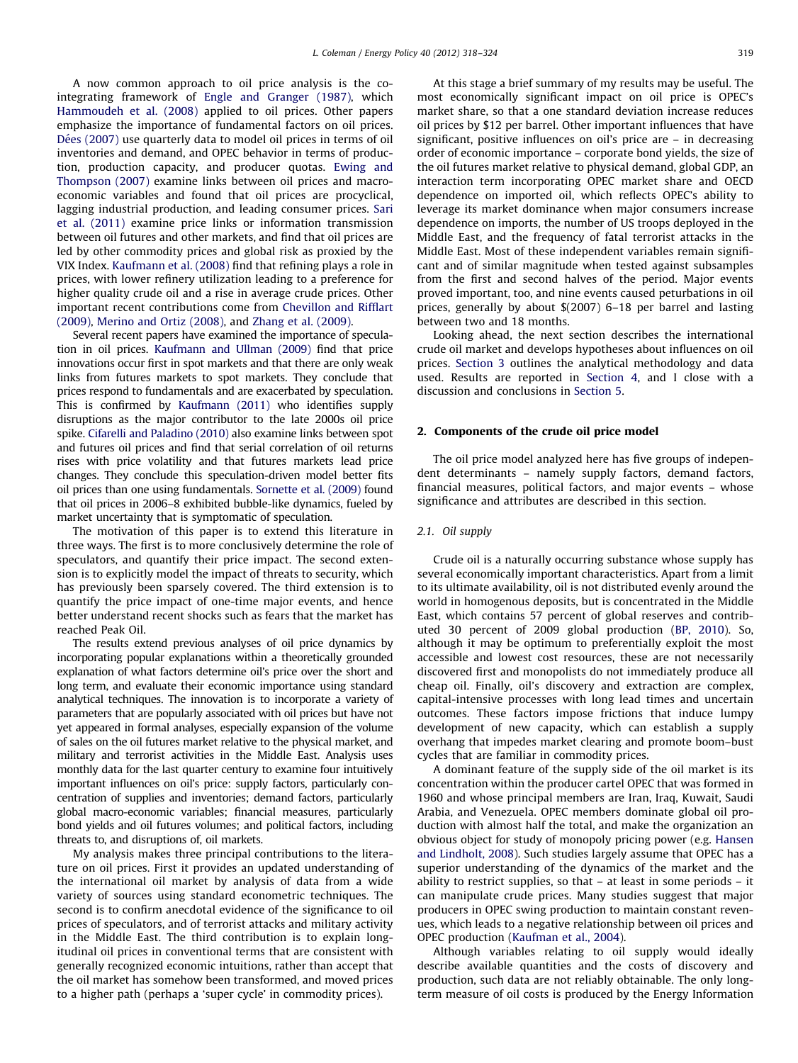A now common approach to oil price analysis is the co-integrating framework of Engle and Granger (1987), which Hammoudeh et al. (2008) applied to oil prices. Other papers emphasize the importance of fundamental factors on oil prices. Dées (2007) use quarterly data to model oil prices in terms of oil inventories and demand, and OPEC behavior in terms of production, production capacity, and producer quotas. Ewing and Thompson (2007) examine links between oil prices and macroeconomic variables and found that oil prices are procyclical, lagging industrial production, and leading consumer prices. Sari et al. (2011) examine price links or information transmission between oil futures and other markets, and find that oil prices are led by other commodity prices and global risk as proxied by the VIX Index. Kaufmann et al. (2008) find that refining plays a role in prices, with lower refinery utilization leading to a preference for higher quality crude oil and a rise in average crude prices. Other important recent contributions come from Chevillon and Rifflart (2009), Merino and Ortiz (2008), and Zhang et al. (2009).

Several recent papers have examined the importance of speculation in oil prices. Kaufmann and Ullman (2009) find that price innovations occur first in spot markets and that there are only weak links from futures markets to spot markets. They conclude that prices respond to fundamentals and are exacerbated by speculation. This is confirmed by Kaufmann (2011) who identifies supply disruptions as the major contributor to the late 2000s oil price spike. Cifarelli and Paladino (2010) also examine links between spot and futures oil prices and find that serial correlation of oil returns rises with price volatility and that futures markets lead price changes. They conclude this speculation-driven model better fits oil prices than one using fundamentals. Sornette et al. (2009) found that oil prices in 2006–8 exhibited bubble-like dynamics, fueled by market uncertainty that is symptomatic of speculation.

The motivation of this paper is to extend this literature in three ways. The first is to more conclusively determine the role of speculators, and quantify their price impact. The second extension is to explicitly model the impact of threats to security, which has previously been sparsely covered. The third extension is to quantify the price impact of one-time major events, and hence better understand recent shocks such as fears that the market has reached Peak Oil.

The results extend previous analyses of oil price dynamics by incorporating popular explanations within a theoretically grounded explanation of what factors determine oil's price over the short and long term, and evaluate their economic importance using standard analytical techniques. The innovation is to incorporate a variety of parameters that are popularly associated with oil prices but have not yet appeared in formal analyses, especially expansion of the volume of sales on the oil futures market relative to the physical market, and military and terrorist activities in the Middle East. Analysis uses monthly data for the last quarter century to examine four intuitively important influences on oil's price: supply factors, particularly concentration of supplies and inventories; demand factors, particularly global macro-economic variables; financial measures, particularly bond yields and oil futures volumes; and political factors, including threats to, and disruptions of, oil markets.

My analysis makes three principal contributions to the literature on oil prices. First it provides an updated understanding of the international oil market by analysis of data from a wide variety of sources using standard econometric techniques. The second is to confirm anecdotal evidence of the significance to oil prices of speculators, and of terrorist attacks and military activity in the Middle East. The third contribution is to explain longitudinal oil prices in conventional terms that are consistent with generally recognized economic intuitions, rather than accept that the oil market has somehow been transformed, and moved prices to a higher path (perhaps a 'super cycle' in commodity prices).

At this stage a brief summary of my results may be useful. The most economically significant impact on oil price is OPEC's market share, so that a one standard deviation increase reduces oil prices by $12 per barrel. Other important influences that have significant, positive influences on oil's price are – in decreasing order of economic importance – corporate bond yields, the size of the oil futures market relative to physical demand, global GDP, an interaction term incorporating OPEC market share and OECD dependence on imported oil, which reflects OPEC's ability to leverage its market dominance when major consumers increase dependence on imports, the number of US troops deployed in the Middle East, and the frequency of fatal terrorist attacks in the Middle East. Most of these independent variables remain significant and of similar magnitude when tested against subsamples from the first and second halves of the period. Major events proved important, too, and nine events caused peturbations in oil prices, generally by about $(2007) 6–18 per barrel and lasting between two and 18 months.

Looking ahead, the next section describes the international crude oil market and develops hypotheses about influences on oil prices. Section 3 outlines the analytical methodology and data used. Results are reported in Section 4, and I close with a discussion and conclusions in Section 5.

## 2. Components of the crude oil price model

The oil price model analyzed here has five groups of independent determinants – namely supply factors, demand factors, financial measures, political factors, and major events – whose significance and attributes are described in this section.

### 2.1. Oil supply

Crude oil is a naturally occurring substance whose supply has several economically important characteristics. Apart from a limit to its ultimate availability, oil is not distributed evenly around the world in homogenous deposits, but is concentrated in the Middle East, which contains 57 percent of global reserves and contributed 30 percent of 2009 global production (BP, 2010). So, although it may be optimum to preferentially exploit the most accessible and lowest cost resources, these are not necessarily discovered first and monopolists do not immediately produce all cheap oil. Finally, oil's discovery and extraction are complex, capital-intensive processes with long lead times and uncertain outcomes. These factors impose frictions that induce lumpy development of new capacity, which can establish a supply overhang that impedes market clearing and promote boom–bust cycles that are familiar in commodity prices.

A dominant feature of the supply side of the oil market is its concentration within the producer cartel OPEC that was formed in 1960 and whose principal members are Iran, Iraq, Kuwait, Saudi Arabia, and Venezuela. OPEC members dominate global oil production with almost half the total, and make the organization an obvious object for study of monopoly pricing power (e.g. Hansen and Lindholt, 2008). Such studies largely assume that OPEC has a superior understanding of the dynamics of the market and the ability to restrict supplies, so that – at least in some periods – it can manipulate crude prices. Many studies suggest that major producers in OPEC swing production to maintain constant revenues, which leads to a negative relationship between oil prices and OPEC production (Kaufman et al., 2004).

Although variables relating to oil supply would ideally describe available quantities and the costs of discovery and production, such data are not reliably obtainable. The only long-term measure of oil costs is produced by the Energy Information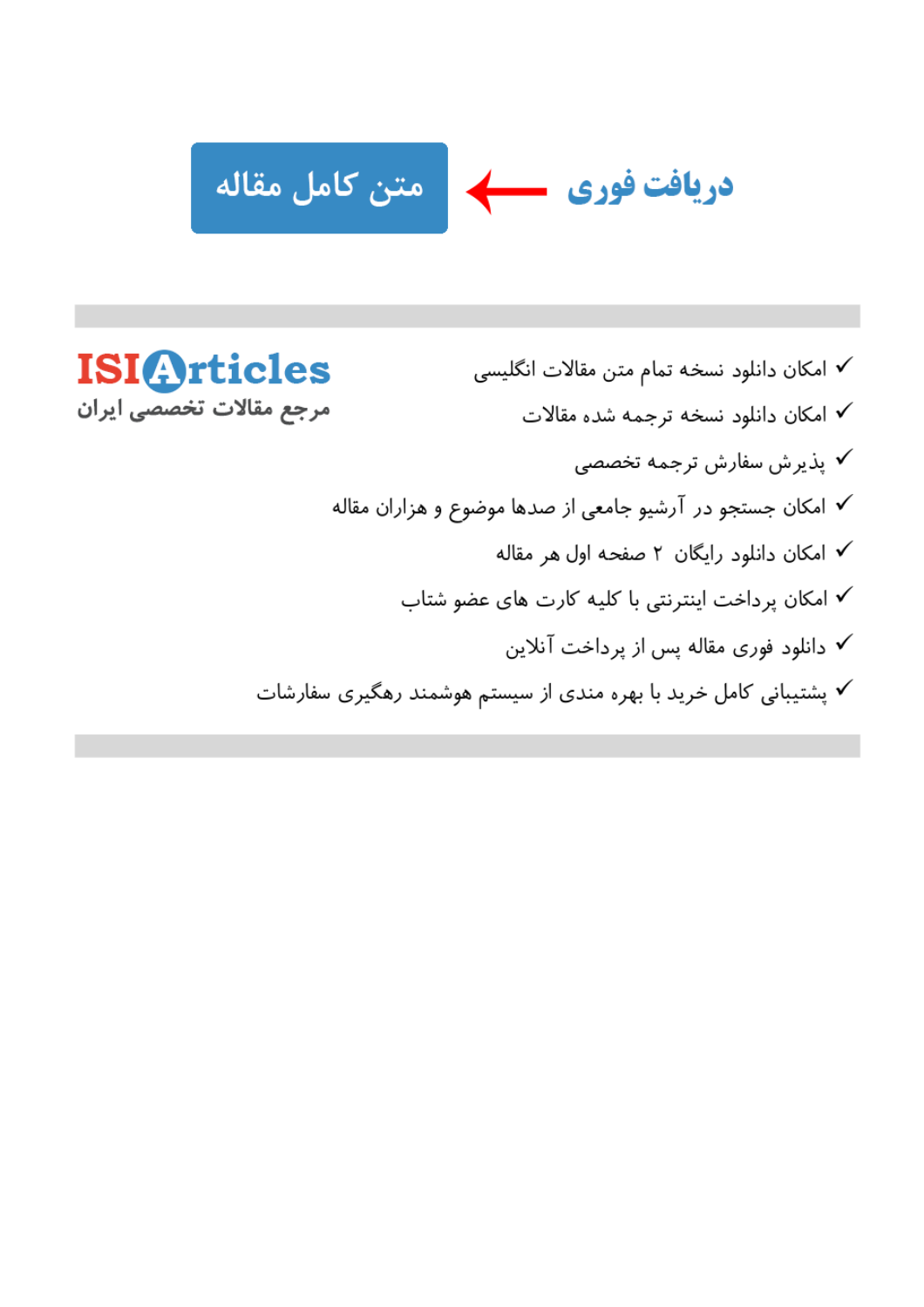دریافت فوری ← **متن کامل مقاله**

**ISIArticles**
مرجع مقالات تخصصی ایران

- ✓ امکان دانلود نسخه تمام متن مقالات انگلیسی
- ✓ امکان دانلود نسخه ترجمه شده مقالات
- ✓ پذیرش سفارش ترجمه تخصصی
- ✓ امکان جستجو در آرشیو جامعی از صدها موضوع و هزاران مقاله
- ✓ امکان دانلود رایگان ۲ صفحه اول هر مقاله
- ✓ امکان پرداخت اینترنتی با کلیه کارت های عضو شتاب
- ✓ دانلود فوری مقاله پس از پرداخت آنلاین
- ✓ پشتیبانی کامل خرید با بهره مندی از سیستم هوشمند رهگیری سفارشات